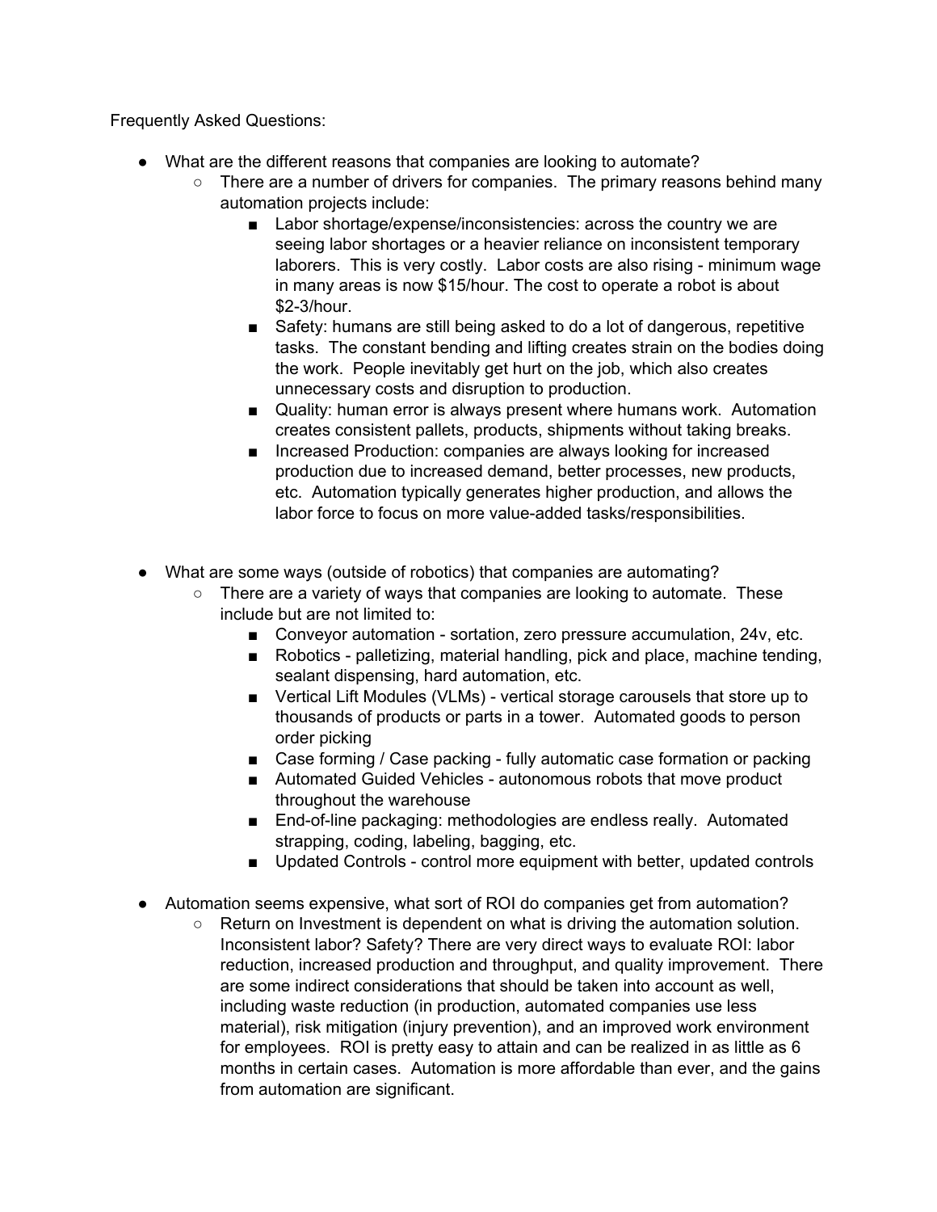Frequently Asked Questions:

- What are the different reasons that companies are looking to automate?
  - There are a number of drivers for companies. The primary reasons behind many automation projects include:
    - Labor shortage/expense/inconsistencies: across the country we are seeing labor shortages or a heavier reliance on inconsistent temporary laborers. This is very costly. Labor costs are also rising - minimum wage in many areas is now $15/hour. The cost to operate a robot is about $2-3/hour.
    - Safety: humans are still being asked to do a lot of dangerous, repetitive tasks. The constant bending and lifting creates strain on the bodies doing the work. People inevitably get hurt on the job, which also creates unnecessary costs and disruption to production.
    - Quality: human error is always present where humans work. Automation creates consistent pallets, products, shipments without taking breaks.
    - Increased Production: companies are always looking for increased production due to increased demand, better processes, new products, etc. Automation typically generates higher production, and allows the labor force to focus on more value-added tasks/responsibilities.

- What are some ways (outside of robotics) that companies are automating?
  - There are a variety of ways that companies are looking to automate. These include but are not limited to:
    - Conveyor automation - sortation, zero pressure accumulation, 24v, etc.
    - Robotics - palletizing, material handling, pick and place, machine tending, sealant dispensing, hard automation, etc.
    - Vertical Lift Modules (VLMs) - vertical storage carousels that store up to thousands of products or parts in a tower. Automated goods to person order picking
    - Case forming / Case packing - fully automatic case formation or packing
    - Automated Guided Vehicles - autonomous robots that move product throughout the warehouse
    - End-of-line packaging: methodologies are endless really. Automated strapping, coding, labeling, bagging, etc.
    - Updated Controls - control more equipment with better, updated controls

- Automation seems expensive, what sort of ROI do companies get from automation?
  - Return on Investment is dependent on what is driving the automation solution. Inconsistent labor? Safety? There are very direct ways to evaluate ROI: labor reduction, increased production and throughput, and quality improvement. There are some indirect considerations that should be taken into account as well, including waste reduction (in production, automated companies use less material), risk mitigation (injury prevention), and an improved work environment for employees. ROI is pretty easy to attain and can be realized in as little as 6 months in certain cases. Automation is more affordable than ever, and the gains from automation are significant.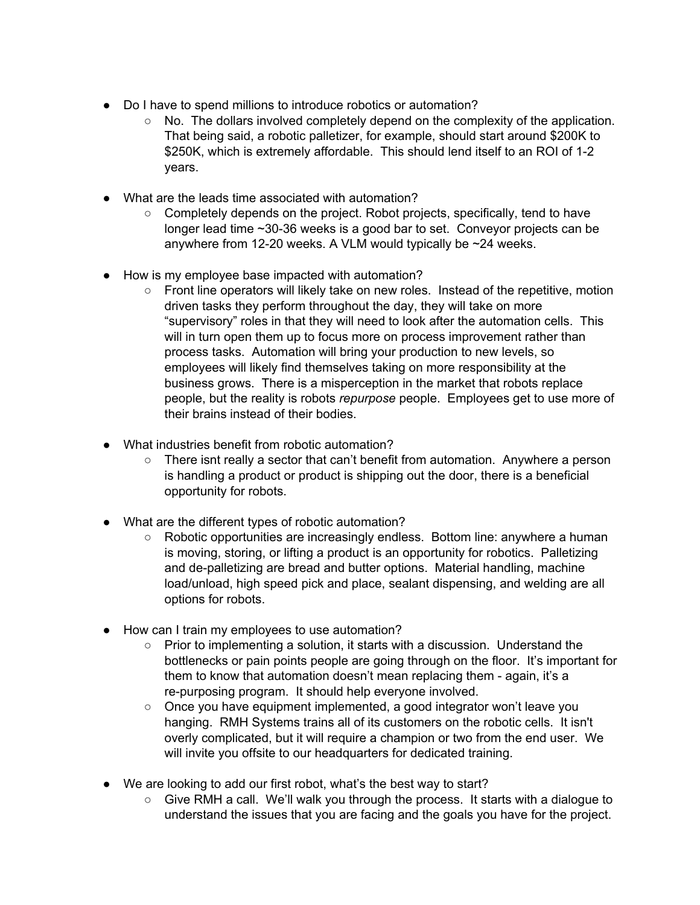- Do I have to spend millions to introduce robotics or automation?
  - No.  The dollars involved completely depend on the complexity of the application.  That being said, a robotic palletizer, for example, should start around $200K to $250K, which is extremely affordable.  This should lend itself to an ROI of 1-2 years.

- What are the leads time associated with automation?
  - Completely depends on the project. Robot projects, specifically, tend to have longer lead time ~30-36 weeks is a good bar to set.  Conveyor projects can be anywhere from 12-20 weeks. A VLM would typically be ~24 weeks.

- How is my employee base impacted with automation?
  - Front line operators will likely take on new roles.  Instead of the repetitive, motion driven tasks they perform throughout the day, they will take on more "supervisory" roles in that they will need to look after the automation cells.  This will in turn open them up to focus more on process improvement rather than process tasks.  Automation will bring your production to new levels, so employees will likely find themselves taking on more responsibility at the business grows.  There is a misperception in the market that robots replace people, but the reality is robots *repurpose* people.  Employees get to use more of their brains instead of their bodies.

- What industries benefit from robotic automation?
  - There isnt really a sector that can't benefit from automation.  Anywhere a person is handling a product or product is shipping out the door, there is a beneficial opportunity for robots.

- What are the different types of robotic automation?
  - Robotic opportunities are increasingly endless.  Bottom line: anywhere a human is moving, storing, or lifting a product is an opportunity for robotics.  Palletizing and de-palletizing are bread and butter options.  Material handling, machine load/unload, high speed pick and place, sealant dispensing, and welding are all options for robots.

- How can I train my employees to use automation?
  - Prior to implementing a solution, it starts with a discussion.  Understand the bottlenecks or pain points people are going through on the floor.  It's important for them to know that automation doesn't mean replacing them - again, it's a re-purposing program.  It should help everyone involved.
  - Once you have equipment implemented, a good integrator won't leave you hanging.  RMH Systems trains all of its customers on the robotic cells.  It isn't overly complicated, but it will require a champion or two from the end user.  We will invite you offsite to our headquarters for dedicated training.

- We are looking to add our first robot, what's the best way to start?
  - Give RMH a call.  We'll walk you through the process.  It starts with a dialogue to understand the issues that you are facing and the goals you have for the project.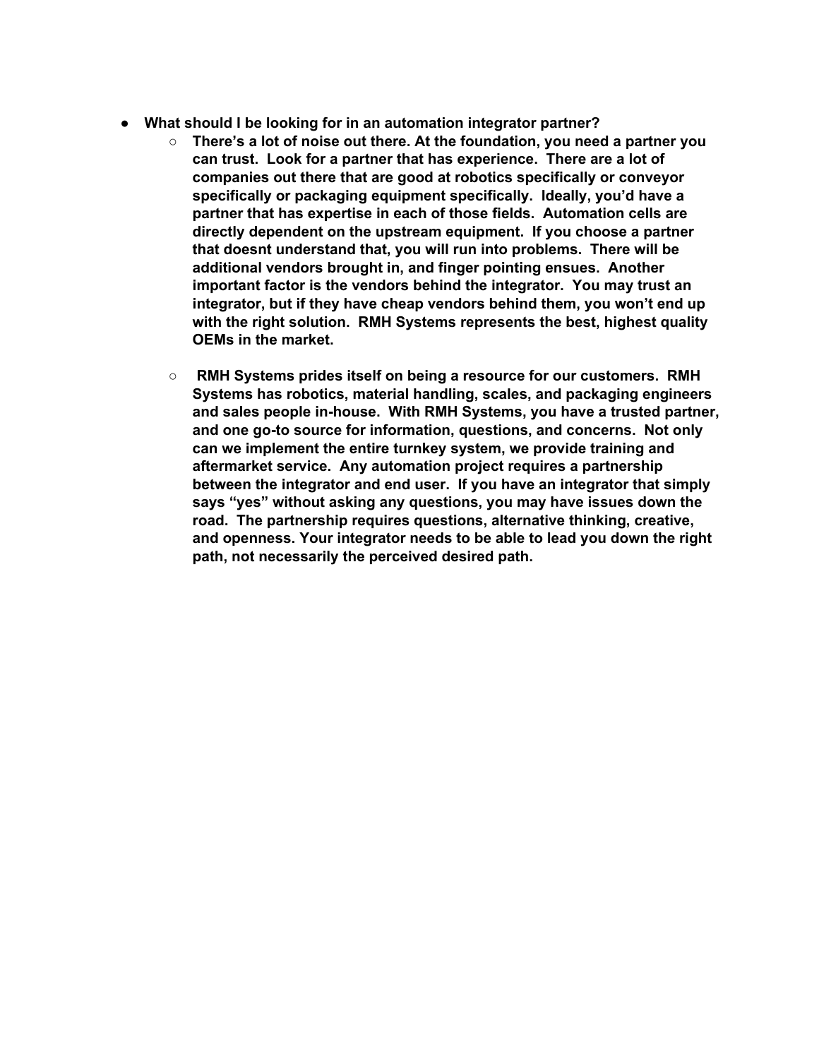- **What should I be looking for in an automation integrator partner?**
  - **There's a lot of noise out there. At the foundation, you need a partner you can trust. Look for a partner that has experience. There are a lot of companies out there that are good at robotics specifically or conveyor specifically or packaging equipment specifically. Ideally, you'd have a partner that has expertise in each of those fields. Automation cells are directly dependent on the upstream equipment. If you choose a partner that doesnt understand that, you will run into problems. There will be additional vendors brought in, and finger pointing ensues. Another important factor is the vendors behind the integrator. You may trust an integrator, but if they have cheap vendors behind them, you won't end up with the right solution. RMH Systems represents the best, highest quality OEMs in the market.**

  - **RMH Systems prides itself on being a resource for our customers. RMH Systems has robotics, material handling, scales, and packaging engineers and sales people in-house. With RMH Systems, you have a trusted partner, and one go-to source for information, questions, and concerns. Not only can we implement the entire turnkey system, we provide training and aftermarket service. Any automation project requires a partnership between the integrator and end user. If you have an integrator that simply says "yes" without asking any questions, you may have issues down the road. The partnership requires questions, alternative thinking, creative, and openness. Your integrator needs to be able to lead you down the right path, not necessarily the perceived desired path.**